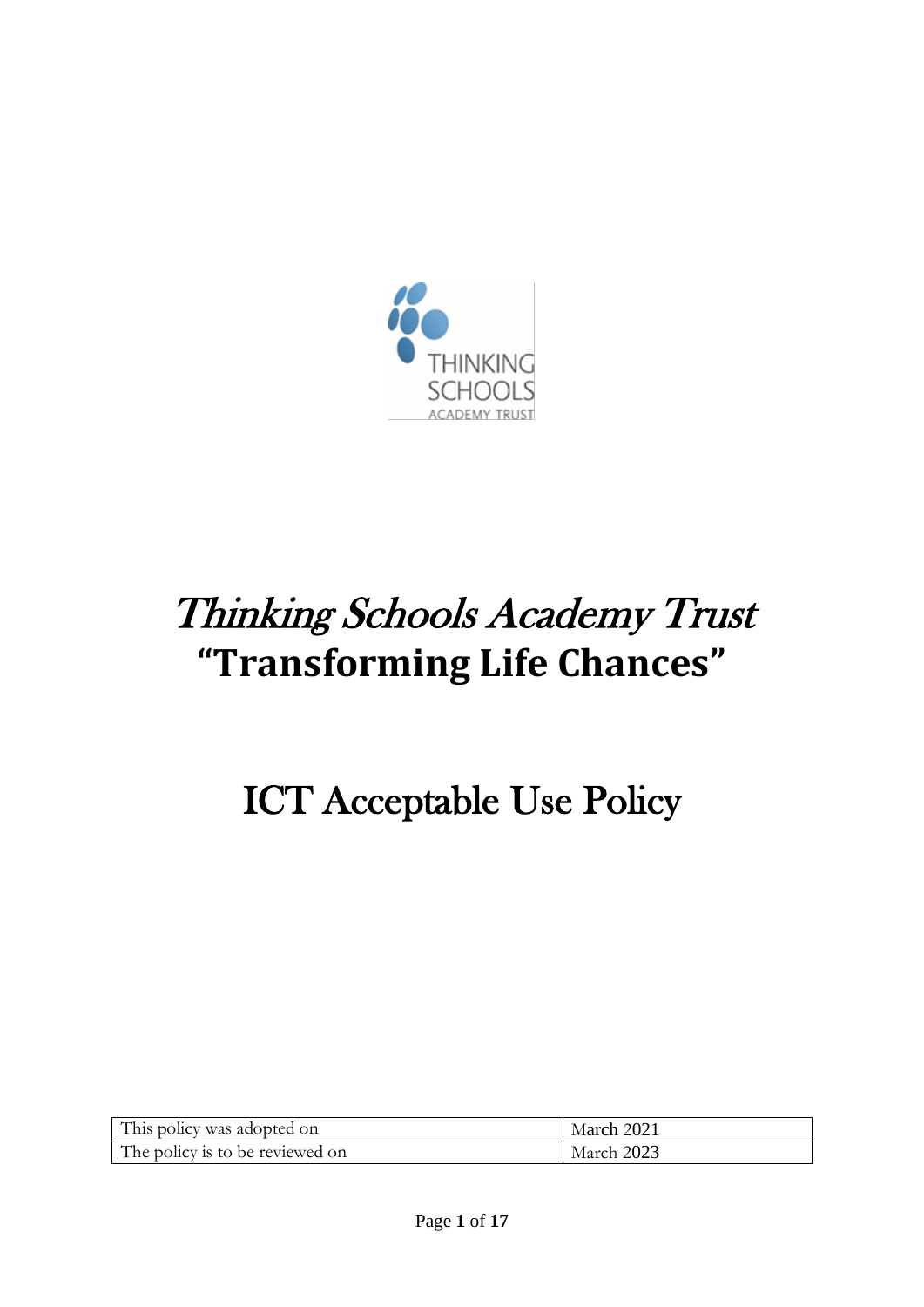# *Thinking Schools Academy Trust*

## **"Transforming Life Chances"**

# ICT Acceptable Use Policy

| This policy was adopted on | March 2021 |
| --- | --- |
| The policy is to be reviewed on | March 2023 |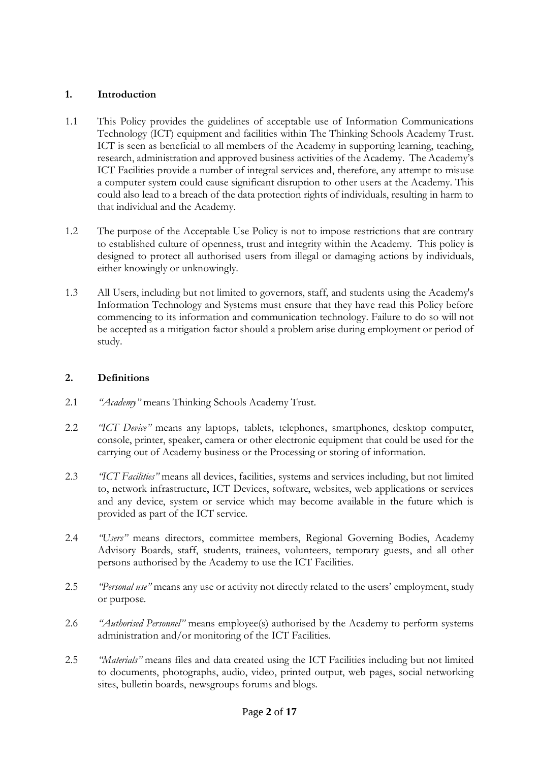## 1. Introduction

1.1 This Policy provides the guidelines of acceptable use of Information Communications Technology (ICT) equipment and facilities within The Thinking Schools Academy Trust. ICT is seen as beneficial to all members of the Academy in supporting learning, teaching, research, administration and approved business activities of the Academy. The Academy's ICT Facilities provide a number of integral services and, therefore, any attempt to misuse a computer system could cause significant disruption to other users at the Academy. This could also lead to a breach of the data protection rights of individuals, resulting in harm to that individual and the Academy.

1.2 The purpose of the Acceptable Use Policy is not to impose restrictions that are contrary to established culture of openness, trust and integrity within the Academy. This policy is designed to protect all authorised users from illegal or damaging actions by individuals, either knowingly or unknowingly.

1.3 All Users, including but not limited to governors, staff, and students using the Academy's Information Technology and Systems must ensure that they have read this Policy before commencing to its information and communication technology. Failure to do so will not be accepted as a mitigation factor should a problem arise during employment or period of study.

## 2. Definitions

2.1 *"Academy"* means Thinking Schools Academy Trust.

2.2 *"ICT Device"* means any laptops, tablets, telephones, smartphones, desktop computer, console, printer, speaker, camera or other electronic equipment that could be used for the carrying out of Academy business or the Processing or storing of information.

2.3 *"ICT Facilities"* means all devices, facilities, systems and services including, but not limited to, network infrastructure, ICT Devices, software, websites, web applications or services and any device, system or service which may become available in the future which is provided as part of the ICT service.

2.4 *"Users"* means directors, committee members, Regional Governing Bodies, Academy Advisory Boards, staff, students, trainees, volunteers, temporary guests, and all other persons authorised by the Academy to use the ICT Facilities.

2.5 *"Personal use"* means any use or activity not directly related to the users' employment, study or purpose.

2.6 *"Authorised Personnel"* means employee(s) authorised by the Academy to perform systems administration and/or monitoring of the ICT Facilities.

2.5 *"Materials"* means files and data created using the ICT Facilities including but not limited to documents, photographs, audio, video, printed output, web pages, social networking sites, bulletin boards, newsgroups forums and blogs.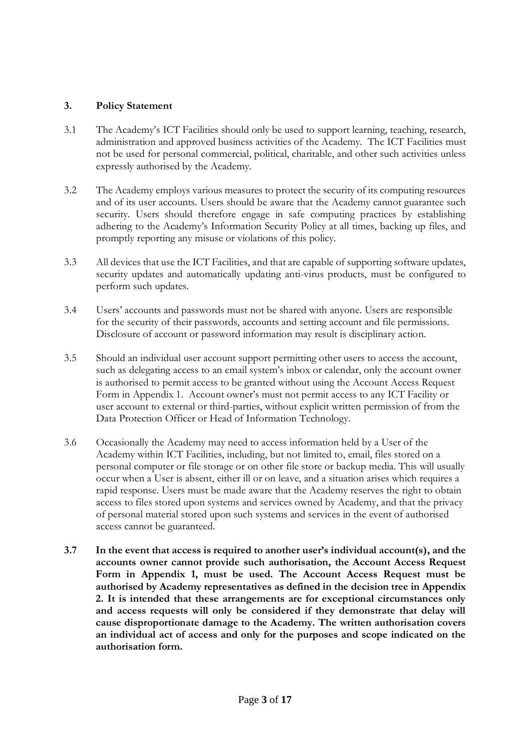## 3. Policy Statement

3.1 The Academy's ICT Facilities should only be used to support learning, teaching, research, administration and approved business activities of the Academy. The ICT Facilities must not be used for personal commercial, political, charitable, and other such activities unless expressly authorised by the Academy.

3.2 The Academy employs various measures to protect the security of its computing resources and of its user accounts. Users should be aware that the Academy cannot guarantee such security. Users should therefore engage in safe computing practices by establishing adhering to the Academy's Information Security Policy at all times, backing up files, and promptly reporting any misuse or violations of this policy.

3.3 All devices that use the ICT Facilities, and that are capable of supporting software updates, security updates and automatically updating anti-virus products, must be configured to perform such updates.

3.4 Users' accounts and passwords must not be shared with anyone. Users are responsible for the security of their passwords, accounts and setting account and file permissions. Disclosure of account or password information may result is disciplinary action.

3.5 Should an individual user account support permitting other users to access the account, such as delegating access to an email system's inbox or calendar, only the account owner is authorised to permit access to be granted without using the Account Access Request Form in Appendix 1. Account owner's must not permit access to any ICT Facility or user account to external or third-parties, without explicit written permission of from the Data Protection Officer or Head of Information Technology.

3.6 Occasionally the Academy may need to access information held by a User of the Academy within ICT Facilities, including, but not limited to, email, files stored on a personal computer or file storage or on other file store or backup media. This will usually occur when a User is absent, either ill or on leave, and a situation arises which requires a rapid response. Users must be made aware that the Academy reserves the right to obtain access to files stored upon systems and services owned by Academy, and that the privacy of personal material stored upon such systems and services in the event of authorised access cannot be guaranteed.

**3.7 In the event that access is required to another user's individual account(s), and the accounts owner cannot provide such authorisation, the Account Access Request Form in Appendix 1, must be used. The Account Access Request must be authorised by Academy representatives as defined in the decision tree in Appendix 2. It is intended that these arrangements are for exceptional circumstances only and access requests will only be considered if they demonstrate that delay will cause disproportionate damage to the Academy. The written authorisation covers an individual act of access and only for the purposes and scope indicated on the authorisation form.**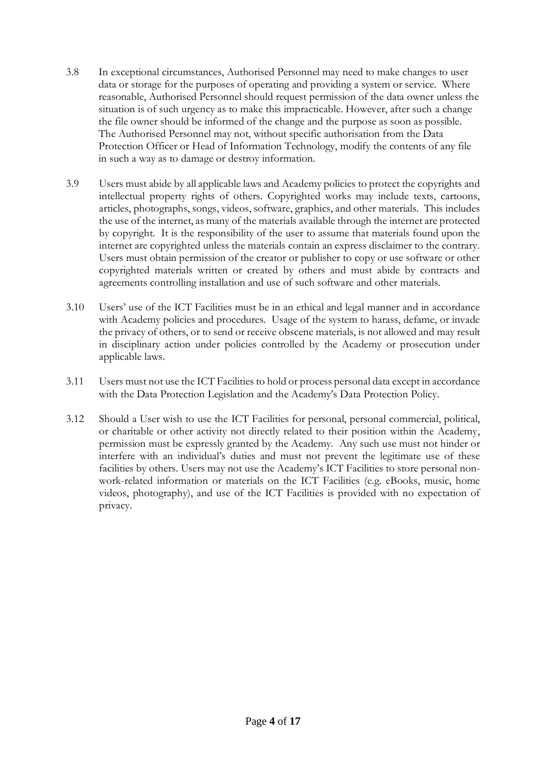3.8 In exceptional circumstances, Authorised Personnel may need to make changes to user data or storage for the purposes of operating and providing a system or service. Where reasonable, Authorised Personnel should request permission of the data owner unless the situation is of such urgency as to make this impracticable. However, after such a change the file owner should be informed of the change and the purpose as soon as possible. The Authorised Personnel may not, without specific authorisation from the Data Protection Officer or Head of Information Technology, modify the contents of any file in such a way as to damage or destroy information.

3.9 Users must abide by all applicable laws and Academy policies to protect the copyrights and intellectual property rights of others. Copyrighted works may include texts, cartoons, articles, photographs, songs, videos, software, graphics, and other materials. This includes the use of the internet, as many of the materials available through the internet are protected by copyright. It is the responsibility of the user to assume that materials found upon the internet are copyrighted unless the materials contain an express disclaimer to the contrary. Users must obtain permission of the creator or publisher to copy or use software or other copyrighted materials written or created by others and must abide by contracts and agreements controlling installation and use of such software and other materials.

3.10 Users' use of the ICT Facilities must be in an ethical and legal manner and in accordance with Academy policies and procedures. Usage of the system to harass, defame, or invade the privacy of others, or to send or receive obscene materials, is not allowed and may result in disciplinary action under policies controlled by the Academy or prosecution under applicable laws.

3.11 Users must not use the ICT Facilities to hold or process personal data except in accordance with the Data Protection Legislation and the Academy's Data Protection Policy.

3.12 Should a User wish to use the ICT Facilities for personal, personal commercial, political, or charitable or other activity not directly related to their position within the Academy, permission must be expressly granted by the Academy. Any such use must not hinder or interfere with an individual's duties and must not prevent the legitimate use of these facilities by others. Users may not use the Academy's ICT Facilities to store personal non-work-related information or materials on the ICT Facilities (e.g. eBooks, music, home videos, photography), and use of the ICT Facilities is provided with no expectation of privacy.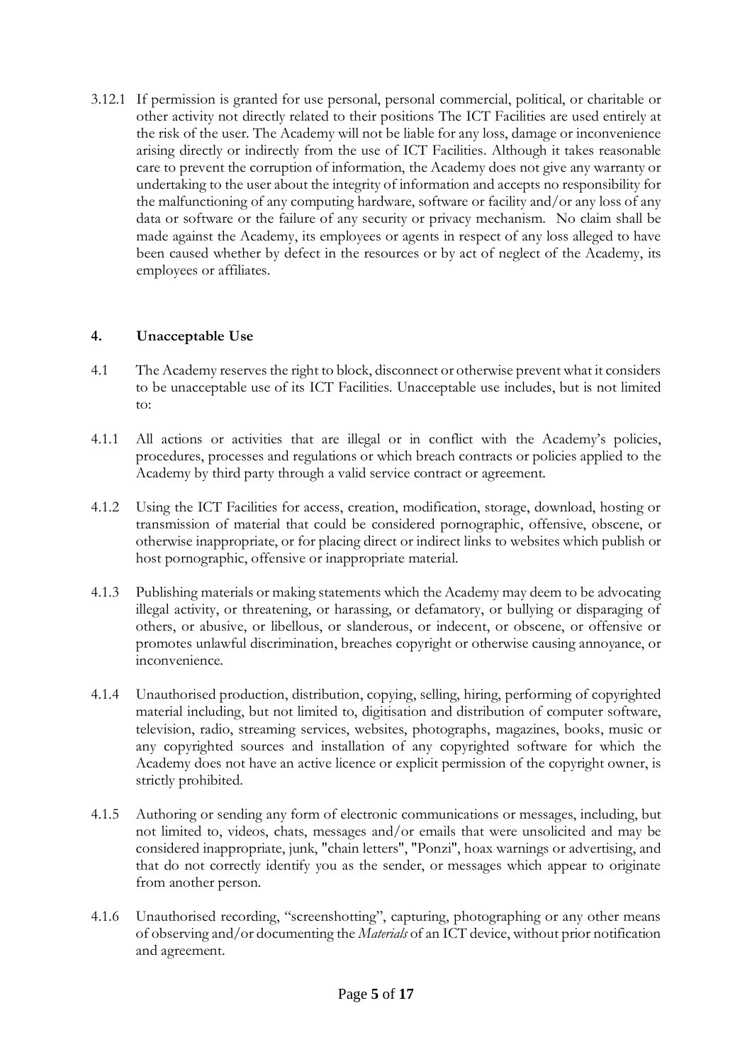3.12.1 If permission is granted for use personal, personal commercial, political, or charitable or other activity not directly related to their positions The ICT Facilities are used entirely at the risk of the user. The Academy will not be liable for any loss, damage or inconvenience arising directly or indirectly from the use of ICT Facilities. Although it takes reasonable care to prevent the corruption of information, the Academy does not give any warranty or undertaking to the user about the integrity of information and accepts no responsibility for the malfunctioning of any computing hardware, software or facility and/or any loss of any data or software or the failure of any security or privacy mechanism. No claim shall be made against the Academy, its employees or agents in respect of any loss alleged to have been caused whether by defect in the resources or by act of neglect of the Academy, its employees or affiliates.

## 4. Unacceptable Use

4.1 The Academy reserves the right to block, disconnect or otherwise prevent what it considers to be unacceptable use of its ICT Facilities. Unacceptable use includes, but is not limited to:

4.1.1 All actions or activities that are illegal or in conflict with the Academy's policies, procedures, processes and regulations or which breach contracts or policies applied to the Academy by third party through a valid service contract or agreement.

4.1.2 Using the ICT Facilities for access, creation, modification, storage, download, hosting or transmission of material that could be considered pornographic, offensive, obscene, or otherwise inappropriate, or for placing direct or indirect links to websites which publish or host pornographic, offensive or inappropriate material.

4.1.3 Publishing materials or making statements which the Academy may deem to be advocating illegal activity, or threatening, or harassing, or defamatory, or bullying or disparaging of others, or abusive, or libellous, or slanderous, or indecent, or obscene, or offensive or promotes unlawful discrimination, breaches copyright or otherwise causing annoyance, or inconvenience.

4.1.4 Unauthorised production, distribution, copying, selling, hiring, performing of copyrighted material including, but not limited to, digitisation and distribution of computer software, television, radio, streaming services, websites, photographs, magazines, books, music or any copyrighted sources and installation of any copyrighted software for which the Academy does not have an active licence or explicit permission of the copyright owner, is strictly prohibited.

4.1.5 Authoring or sending any form of electronic communications or messages, including, but not limited to, videos, chats, messages and/or emails that were unsolicited and may be considered inappropriate, junk, "chain letters", "Ponzi", hoax warnings or advertising, and that do not correctly identify you as the sender, or messages which appear to originate from another person.

4.1.6 Unauthorised recording, "screenshotting", capturing, photographing or any other means of observing and/or documenting the *Materials* of an ICT device, without prior notification and agreement.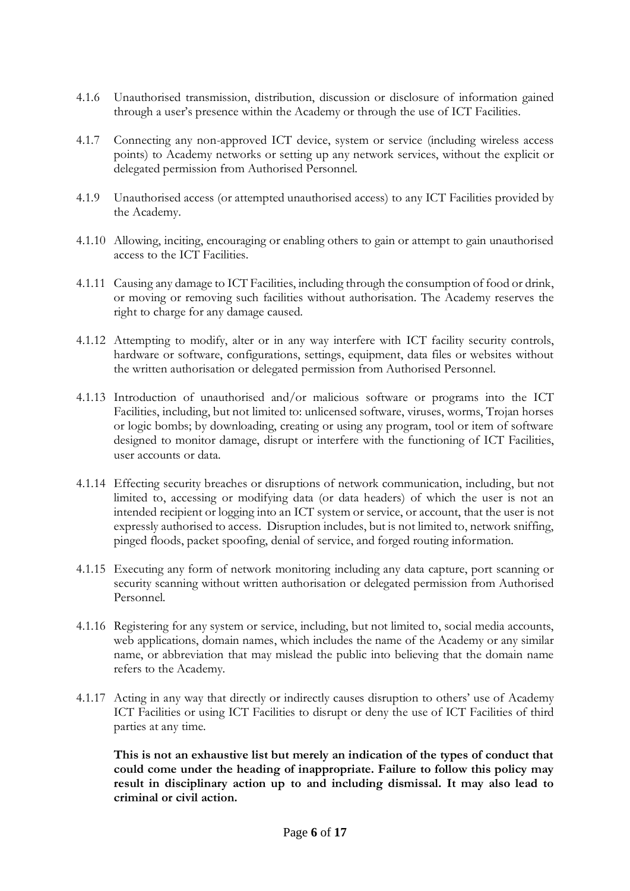4.1.6 Unauthorised transmission, distribution, discussion or disclosure of information gained through a user's presence within the Academy or through the use of ICT Facilities.

4.1.7 Connecting any non-approved ICT device, system or service (including wireless access points) to Academy networks or setting up any network services, without the explicit or delegated permission from Authorised Personnel.

4.1.9 Unauthorised access (or attempted unauthorised access) to any ICT Facilities provided by the Academy.

4.1.10 Allowing, inciting, encouraging or enabling others to gain or attempt to gain unauthorised access to the ICT Facilities.

4.1.11 Causing any damage to ICT Facilities, including through the consumption of food or drink, or moving or removing such facilities without authorisation. The Academy reserves the right to charge for any damage caused.

4.1.12 Attempting to modify, alter or in any way interfere with ICT facility security controls, hardware or software, configurations, settings, equipment, data files or websites without the written authorisation or delegated permission from Authorised Personnel.

4.1.13 Introduction of unauthorised and/or malicious software or programs into the ICT Facilities, including, but not limited to: unlicensed software, viruses, worms, Trojan horses or logic bombs; by downloading, creating or using any program, tool or item of software designed to monitor damage, disrupt or interfere with the functioning of ICT Facilities, user accounts or data.

4.1.14 Effecting security breaches or disruptions of network communication, including, but not limited to, accessing or modifying data (or data headers) of which the user is not an intended recipient or logging into an ICT system or service, or account, that the user is not expressly authorised to access. Disruption includes, but is not limited to, network sniffing, pinged floods, packet spoofing, denial of service, and forged routing information.

4.1.15 Executing any form of network monitoring including any data capture, port scanning or security scanning without written authorisation or delegated permission from Authorised Personnel.

4.1.16 Registering for any system or service, including, but not limited to, social media accounts, web applications, domain names, which includes the name of the Academy or any similar name, or abbreviation that may mislead the public into believing that the domain name refers to the Academy.

4.1.17 Acting in any way that directly or indirectly causes disruption to others' use of Academy ICT Facilities or using ICT Facilities to disrupt or deny the use of ICT Facilities of third parties at any time.

**This is not an exhaustive list but merely an indication of the types of conduct that could come under the heading of inappropriate. Failure to follow this policy may result in disciplinary action up to and including dismissal. It may also lead to criminal or civil action.**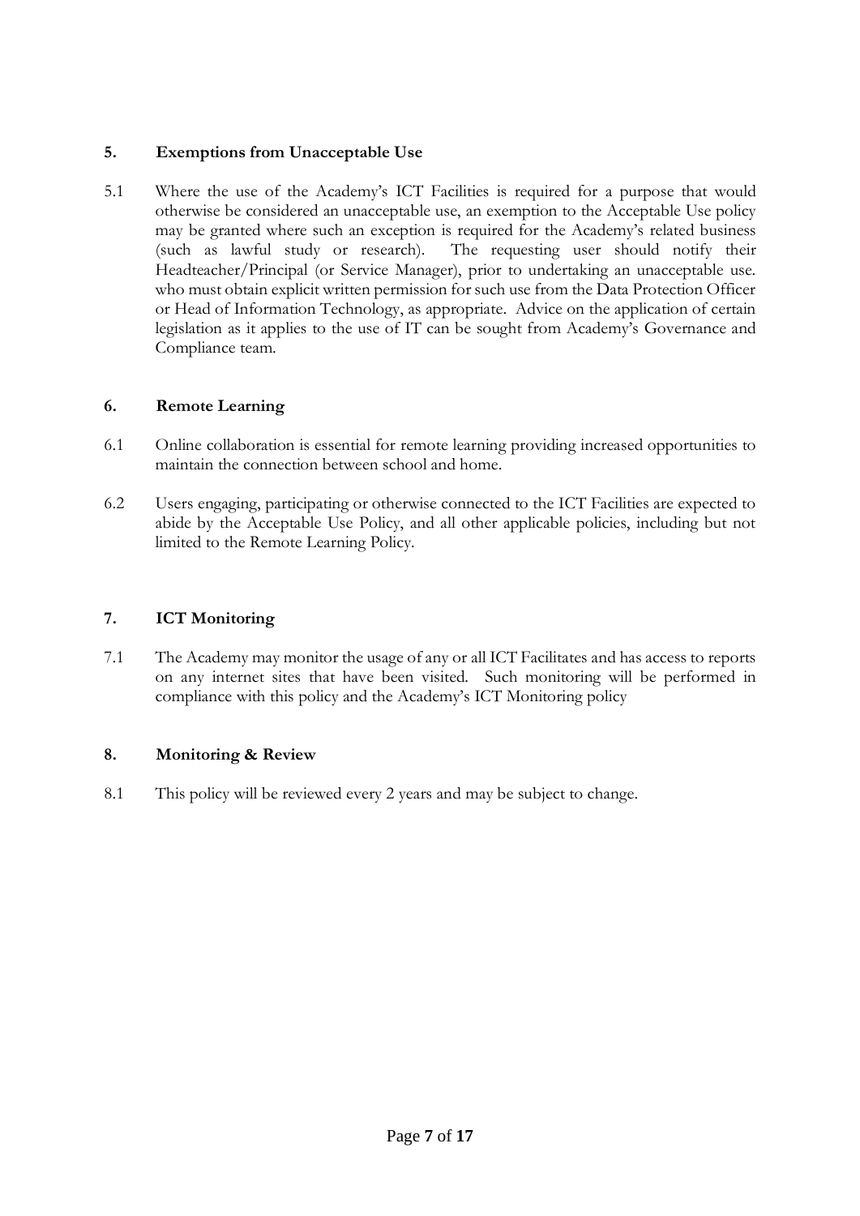## 5. Exemptions from Unacceptable Use

5.1 Where the use of the Academy's ICT Facilities is required for a purpose that would otherwise be considered an unacceptable use, an exemption to the Acceptable Use policy may be granted where such an exception is required for the Academy's related business (such as lawful study or research). The requesting user should notify their Headteacher/Principal (or Service Manager), prior to undertaking an unacceptable use. who must obtain explicit written permission for such use from the Data Protection Officer or Head of Information Technology, as appropriate. Advice on the application of certain legislation as it applies to the use of IT can be sought from Academy's Governance and Compliance team.

## 6. Remote Learning

6.1 Online collaboration is essential for remote learning providing increased opportunities to maintain the connection between school and home.

6.2 Users engaging, participating or otherwise connected to the ICT Facilities are expected to abide by the Acceptable Use Policy, and all other applicable policies, including but not limited to the Remote Learning Policy.

## 7. ICT Monitoring

7.1 The Academy may monitor the usage of any or all ICT Facilitates and has access to reports on any internet sites that have been visited. Such monitoring will be performed in compliance with this policy and the Academy's ICT Monitoring policy

## 8. Monitoring & Review

8.1 This policy will be reviewed every 2 years and may be subject to change.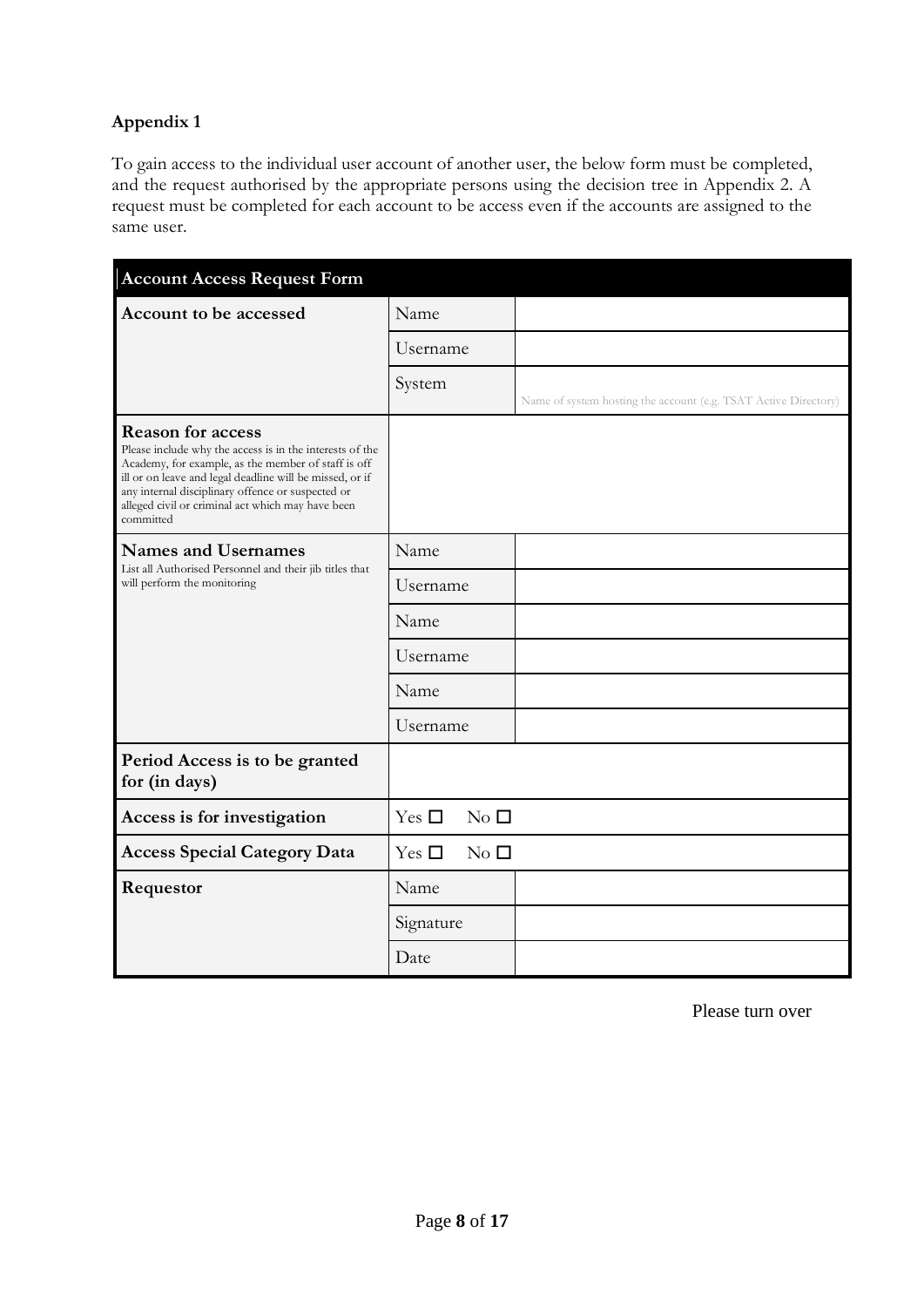**Appendix 1**

To gain access to the individual user account of another user, the below form must be completed, and the request authorised by the appropriate persons using the decision tree in Appendix 2. A request must be completed for each account to be access even if the accounts are assigned to the same user.

| **Account Access Request Form** | | |
|---|---|---|
| **Account to be accessed** | Name | |
| | Username | |
| | System | Name of system hosting the account (e.g. TSAT Active Directory) |
| **Reason for access**<br>Please include why the access is in the interests of the Academy, for example, as the member of staff is off ill or on leave and legal deadline will be missed, or if any internal disciplinary offence or suspected or alleged civil or criminal act which may have been committed | | |
| **Names and Usernames**<br>List all Authorised Personnel and their jib titles that will perform the monitoring | Name | |
| | Username | |
| | Name | |
| | Username | |
| | Name | |
| | Username | |
| **Period Access is to be granted for (in days)** | | |
| **Access is for investigation** | Yes ☐ No ☐ | |
| **Access Special Category Data** | Yes ☐ No ☐ | |
| **Requestor** | Name | |
| | Signature | |
| | Date | |

Please turn over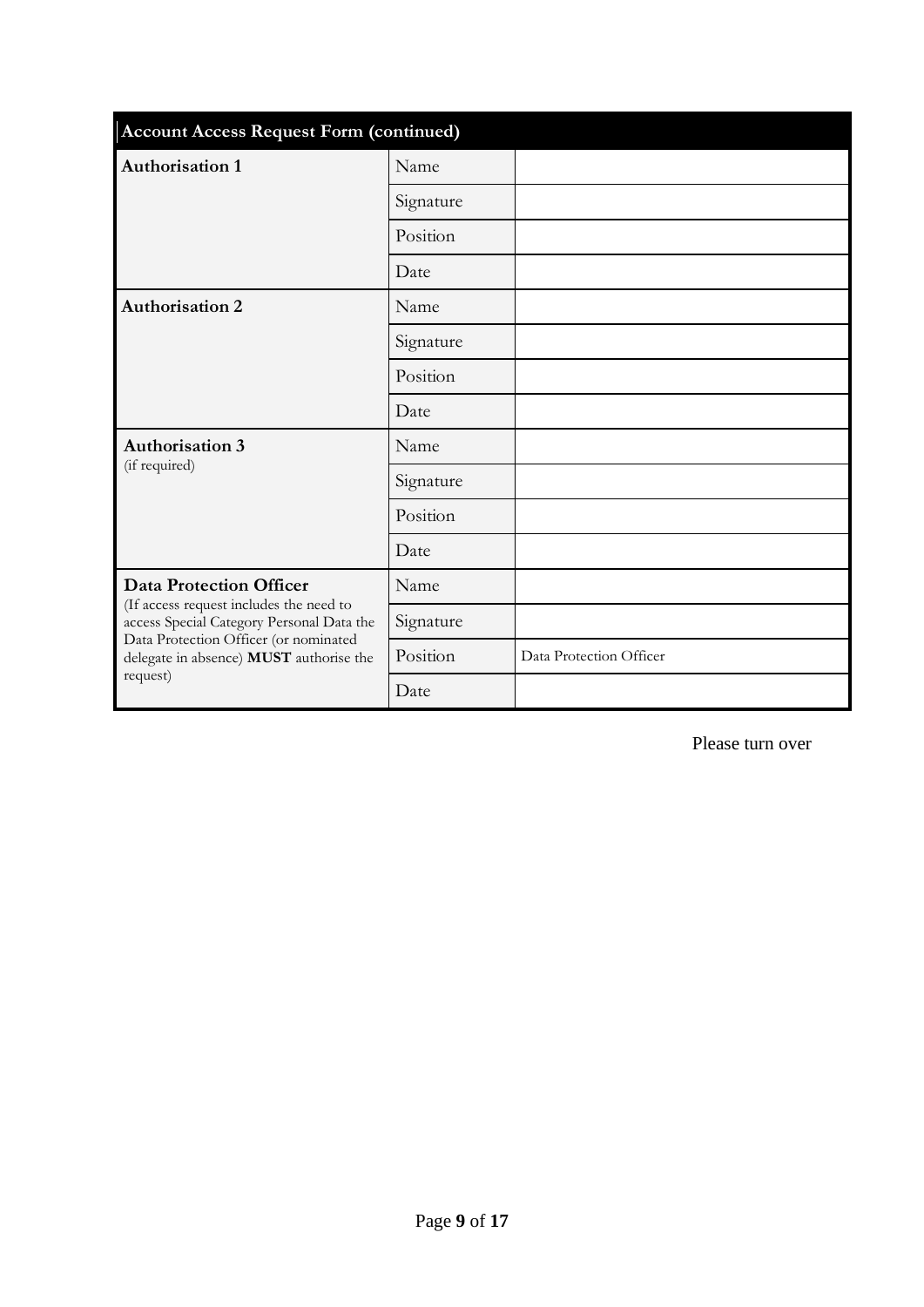| Account Access Request Form (continued) | | |
|---|---|---|
| **Authorisation 1** | Name | |
| | Signature | |
| | Position | |
| | Date | |
| **Authorisation 2** | Name | |
| | Signature | |
| | Position | |
| | Date | |
| **Authorisation 3** (if required) | Name | |
| | Signature | |
| | Position | |
| | Date | |
| **Data Protection Officer** (If access request includes the need to access Special Category Personal Data the Data Protection Officer (or nominated delegate in absence) **MUST** authorise the request) | Name | |
| | Signature | |
| | Position | Data Protection Officer |
| | Date | |

Please turn over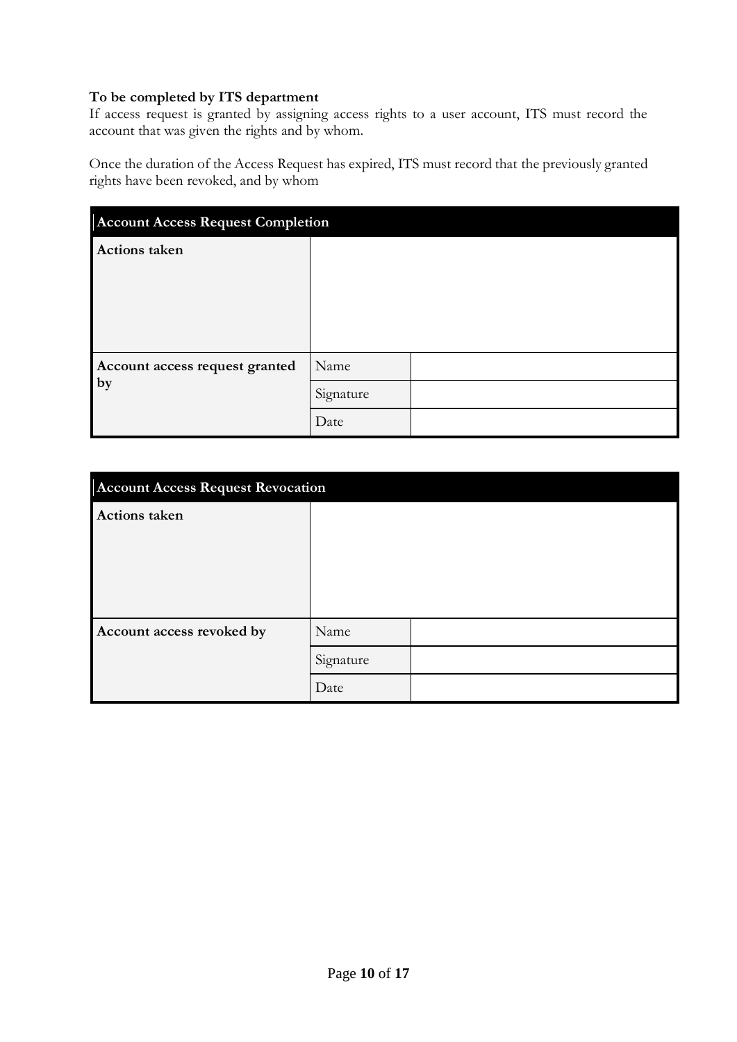**To be completed by ITS department**

If access request is granted by assigning access rights to a user account, ITS must record the account that was given the rights and by whom.

Once the duration of the Access Request has expired, ITS must record that the previously granted rights have been revoked, and by whom

| Account Access Request Completion | | |
|---|---|---|
| **Actions taken** | | |
| **Account access request granted by** | Name | |
| | Signature | |
| | Date | |

| Account Access Request Revocation | | |
|---|---|---|
| **Actions taken** | | |
| **Account access revoked by** | Name | |
| | Signature | |
| | Date | |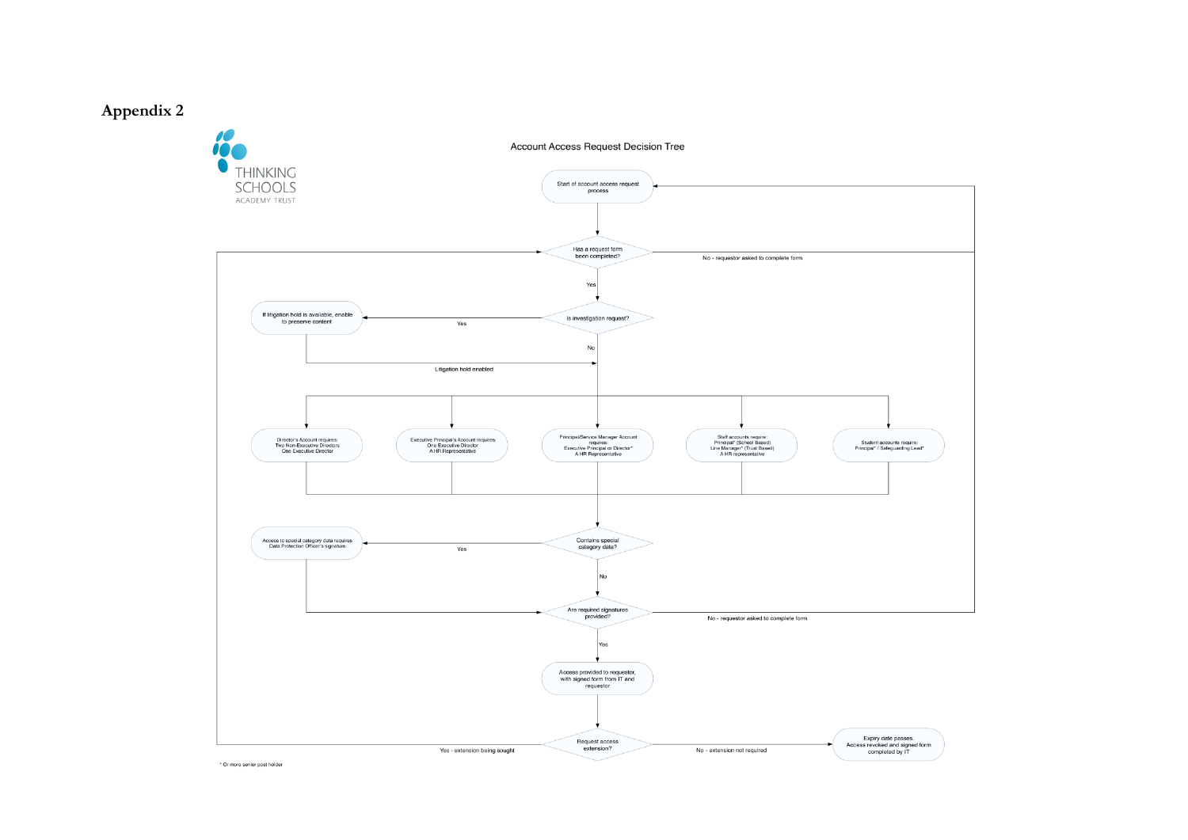## Appendix 2

THINKING SCHOOLS ACADEMY TRUST

Account Access Request Decision Tree

Start of account access request process

Has a request form been completed?

No - requestor asked to complete form

Yes

Is investigation request?

Yes

If litigation hold is available, enable to preserve content

Litigation hold enabled

No

Director's Account requires: Two Non-Executive Directors One Executive Director

Executive Principal's Account requires: One Executive Director A HR Representative

Principal/Service Manager Account requires: Executive Principal or Director* A HR Representative

Staff accounts require: Principal* (School Based) Line Manager* (Trust Based) A HR representative

Student accounts require: Principal* / Safeguarding Lead*

Contains special category data?

Yes

Access to special category data requires Data Protection Officer's signature

No

Are required signatures provided?

No - requestor asked to complete form

Yes

Access provided to requestor, with signed form from IT and requestor

Request access extension?

Yes - extension being sought

No - extension not required

Expiry date passes. Access revoked and signed form completed by IT

* Or more senior post holder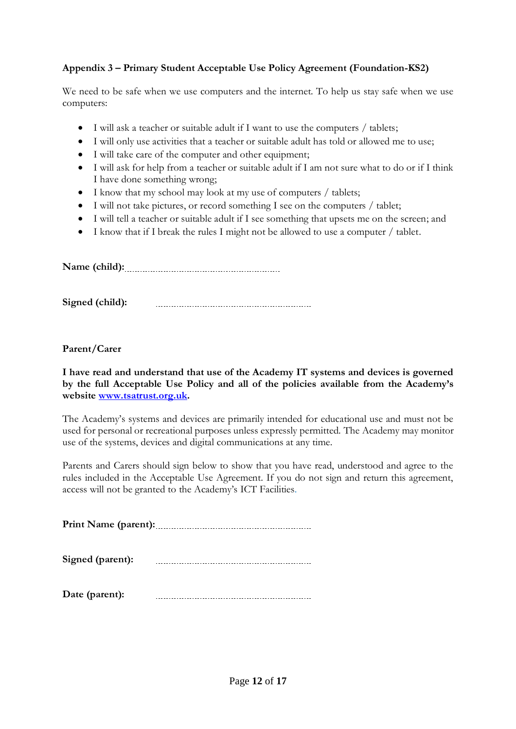### Appendix 3 – Primary Student Acceptable Use Policy Agreement (Foundation-KS2)

We need to be safe when we use computers and the internet. To help us stay safe when we use computers:

- I will ask a teacher or suitable adult if I want to use the computers / tablets;
- I will only use activities that a teacher or suitable adult has told or allowed me to use;
- I will take care of the computer and other equipment;
- I will ask for help from a teacher or suitable adult if I am not sure what to do or if I think I have done something wrong;
- I know that my school may look at my use of computers / tablets;
- I will not take pictures, or record something I see on the computers / tablet;
- I will tell a teacher or suitable adult if I see something that upsets me on the screen; and
- I know that if I break the rules I might not be allowed to use a computer / tablet.

**Name (child):**.....................................................................

**Signed (child):** .....................................................................

**Parent/Carer**

**I have read and understand that use of the Academy IT systems and devices is governed by the full Acceptable Use Policy and all of the policies available from the Academy's website [www.tsatrust.org.uk](http://www.tsatrust.org.uk).**

The Academy's systems and devices are primarily intended for educational use and must not be used for personal or recreational purposes unless expressly permitted. The Academy may monitor use of the systems, devices and digital communications at any time.

Parents and Carers should sign below to show that you have read, understood and agree to the rules included in the Acceptable Use Agreement. If you do not sign and return this agreement, access will not be granted to the Academy's ICT Facilities.

**Print Name (parent):**.....................................................................

**Signed (parent):** .....................................................................

**Date (parent):** .....................................................................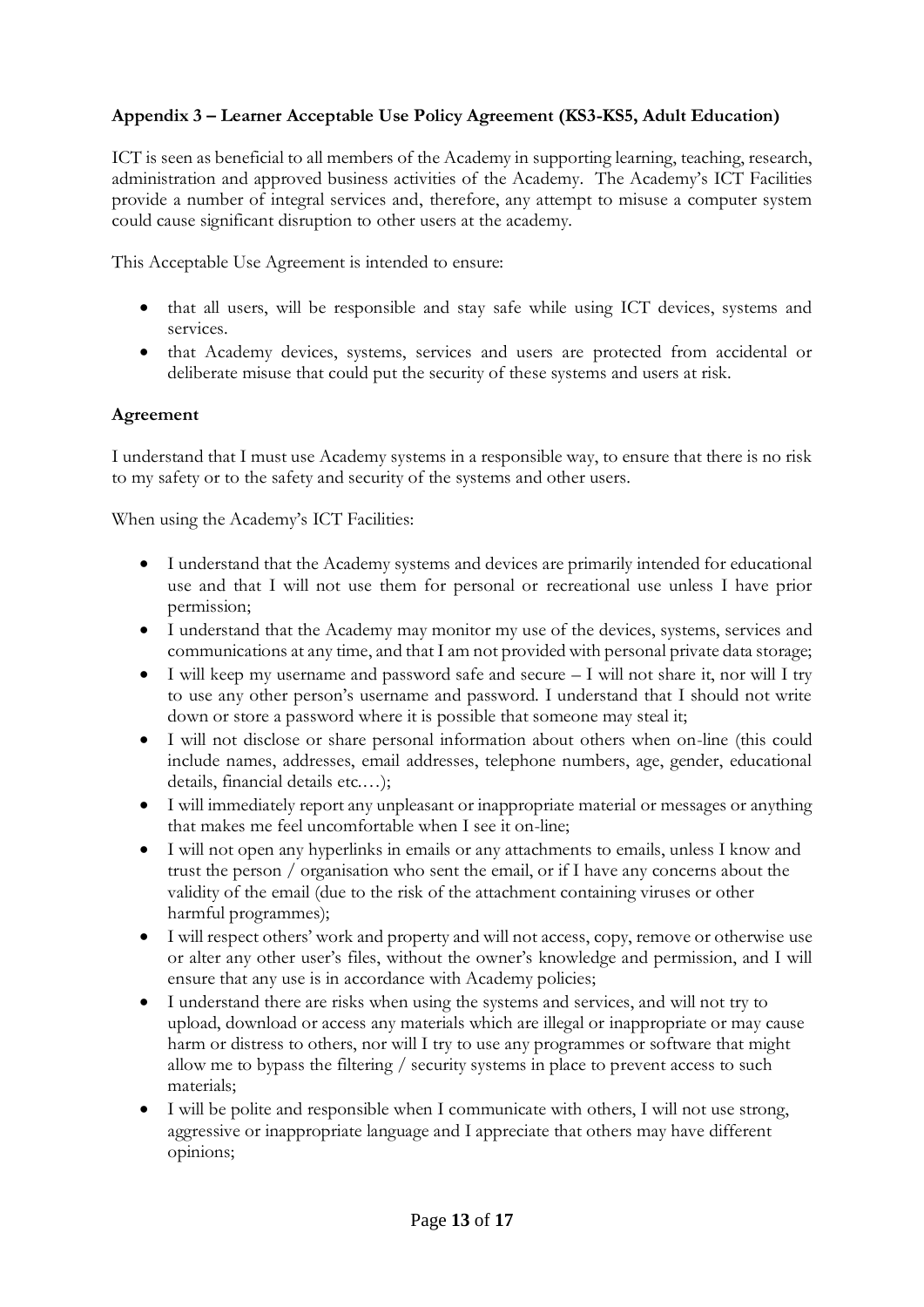### Appendix 3 – Learner Acceptable Use Policy Agreement (KS3-KS5, Adult Education)

ICT is seen as beneficial to all members of the Academy in supporting learning, teaching, research, administration and approved business activities of the Academy. The Academy's ICT Facilities provide a number of integral services and, therefore, any attempt to misuse a computer system could cause significant disruption to other users at the academy.

This Acceptable Use Agreement is intended to ensure:

- that all users, will be responsible and stay safe while using ICT devices, systems and services.
- that Academy devices, systems, services and users are protected from accidental or deliberate misuse that could put the security of these systems and users at risk.

**Agreement**

I understand that I must use Academy systems in a responsible way, to ensure that there is no risk to my safety or to the safety and security of the systems and other users.

When using the Academy's ICT Facilities:

- I understand that the Academy systems and devices are primarily intended for educational use and that I will not use them for personal or recreational use unless I have prior permission;
- I understand that the Academy may monitor my use of the devices, systems, services and communications at any time, and that I am not provided with personal private data storage;
- I will keep my username and password safe and secure – I will not share it, nor will I try to use any other person's username and password. I understand that I should not write down or store a password where it is possible that someone may steal it;
- I will not disclose or share personal information about others when on-line (this could include names, addresses, email addresses, telephone numbers, age, gender, educational details, financial details etc.…);
- I will immediately report any unpleasant or inappropriate material or messages or anything that makes me feel uncomfortable when I see it on-line;
- I will not open any hyperlinks in emails or any attachments to emails, unless I know and trust the person / organisation who sent the email, or if I have any concerns about the validity of the email (due to the risk of the attachment containing viruses or other harmful programmes);
- I will respect others' work and property and will not access, copy, remove or otherwise use or alter any other user's files, without the owner's knowledge and permission, and I will ensure that any use is in accordance with Academy policies;
- I understand there are risks when using the systems and services, and will not try to upload, download or access any materials which are illegal or inappropriate or may cause harm or distress to others, nor will I try to use any programmes or software that might allow me to bypass the filtering / security systems in place to prevent access to such materials;
- I will be polite and responsible when I communicate with others, I will not use strong, aggressive or inappropriate language and I appreciate that others may have different opinions;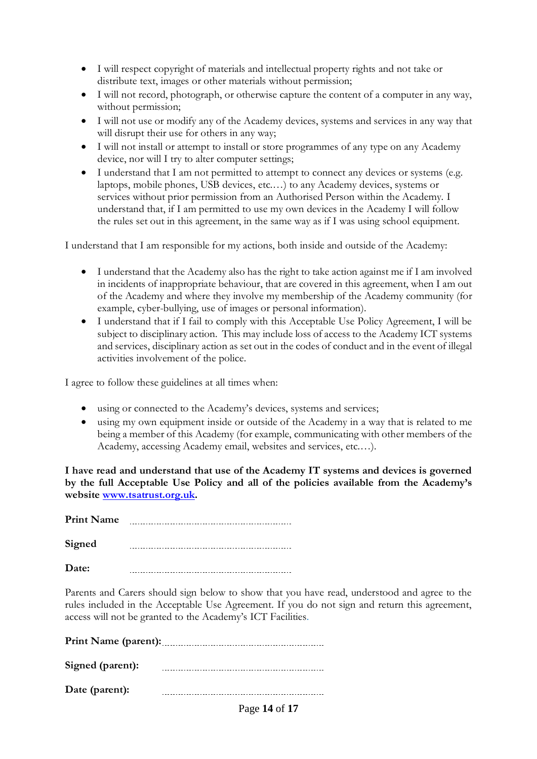- I will respect copyright of materials and intellectual property rights and not take or distribute text, images or other materials without permission;
- I will not record, photograph, or otherwise capture the content of a computer in any way, without permission;
- I will not use or modify any of the Academy devices, systems and services in any way that will disrupt their use for others in any way;
- I will not install or attempt to install or store programmes of any type on any Academy device, nor will I try to alter computer settings;
- I understand that I am not permitted to attempt to connect any devices or systems (e.g. laptops, mobile phones, USB devices, etc.…) to any Academy devices, systems or services without prior permission from an Authorised Person within the Academy. I understand that, if I am permitted to use my own devices in the Academy I will follow the rules set out in this agreement, in the same way as if I was using school equipment.

I understand that I am responsible for my actions, both inside and outside of the Academy:

- I understand that the Academy also has the right to take action against me if I am involved in incidents of inappropriate behaviour, that are covered in this agreement, when I am out of the Academy and where they involve my membership of the Academy community (for example, cyber-bullying, use of images or personal information).
- I understand that if I fail to comply with this Acceptable Use Policy Agreement, I will be subject to disciplinary action. This may include loss of access to the Academy ICT systems and services, disciplinary action as set out in the codes of conduct and in the event of illegal activities involvement of the police.

I agree to follow these guidelines at all times when:

- using or connected to the Academy's devices, systems and services;
- using my own equipment inside or outside of the Academy in a way that is related to me being a member of this Academy (for example, communicating with other members of the Academy, accessing Academy email, websites and services, etc.…).

**I have read and understand that use of the Academy IT systems and devices is governed by the full Acceptable Use Policy and all of the policies available from the Academy's website [www.tsatrust.org.uk](http://www.tsatrust.org.uk).**

**Print Name** ..............................................................

**Signed** ..............................................................

**Date:** ..............................................................

Parents and Carers should sign below to show that you have read, understood and agree to the rules included in the Acceptable Use Agreement. If you do not sign and return this agreement, access will not be granted to the Academy's ICT Facilities.

**Print Name (parent):** ..............................................................

**Signed (parent):** ..............................................................

**Date (parent):** ..............................................................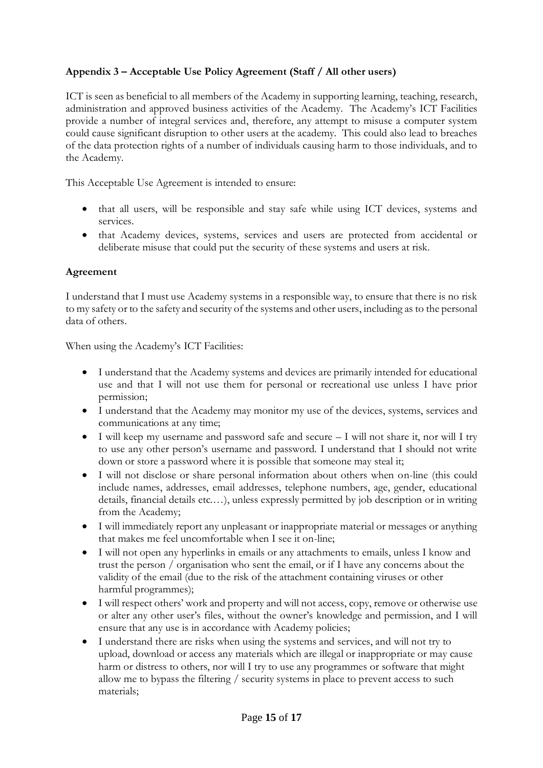### **Appendix 3 – Acceptable Use Policy Agreement (Staff / All other users)**

ICT is seen as beneficial to all members of the Academy in supporting learning, teaching, research, administration and approved business activities of the Academy. The Academy's ICT Facilities provide a number of integral services and, therefore, any attempt to misuse a computer system could cause significant disruption to other users at the academy. This could also lead to breaches of the data protection rights of a number of individuals causing harm to those individuals, and to the Academy.

This Acceptable Use Agreement is intended to ensure:

- that all users, will be responsible and stay safe while using ICT devices, systems and services.
- that Academy devices, systems, services and users are protected from accidental or deliberate misuse that could put the security of these systems and users at risk.

**Agreement**

I understand that I must use Academy systems in a responsible way, to ensure that there is no risk to my safety or to the safety and security of the systems and other users, including as to the personal data of others.

When using the Academy's ICT Facilities:

- I understand that the Academy systems and devices are primarily intended for educational use and that I will not use them for personal or recreational use unless I have prior permission;
- I understand that the Academy may monitor my use of the devices, systems, services and communications at any time;
- I will keep my username and password safe and secure – I will not share it, nor will I try to use any other person's username and password. I understand that I should not write down or store a password where it is possible that someone may steal it;
- I will not disclose or share personal information about others when on-line (this could include names, addresses, email addresses, telephone numbers, age, gender, educational details, financial details etc.…), unless expressly permitted by job description or in writing from the Academy;
- I will immediately report any unpleasant or inappropriate material or messages or anything that makes me feel uncomfortable when I see it on-line;
- I will not open any hyperlinks in emails or any attachments to emails, unless I know and trust the person / organisation who sent the email, or if I have any concerns about the validity of the email (due to the risk of the attachment containing viruses or other harmful programmes);
- I will respect others' work and property and will not access, copy, remove or otherwise use or alter any other user's files, without the owner's knowledge and permission, and I will ensure that any use is in accordance with Academy policies;
- I understand there are risks when using the systems and services, and will not try to upload, download or access any materials which are illegal or inappropriate or may cause harm or distress to others, nor will I try to use any programmes or software that might allow me to bypass the filtering / security systems in place to prevent access to such materials;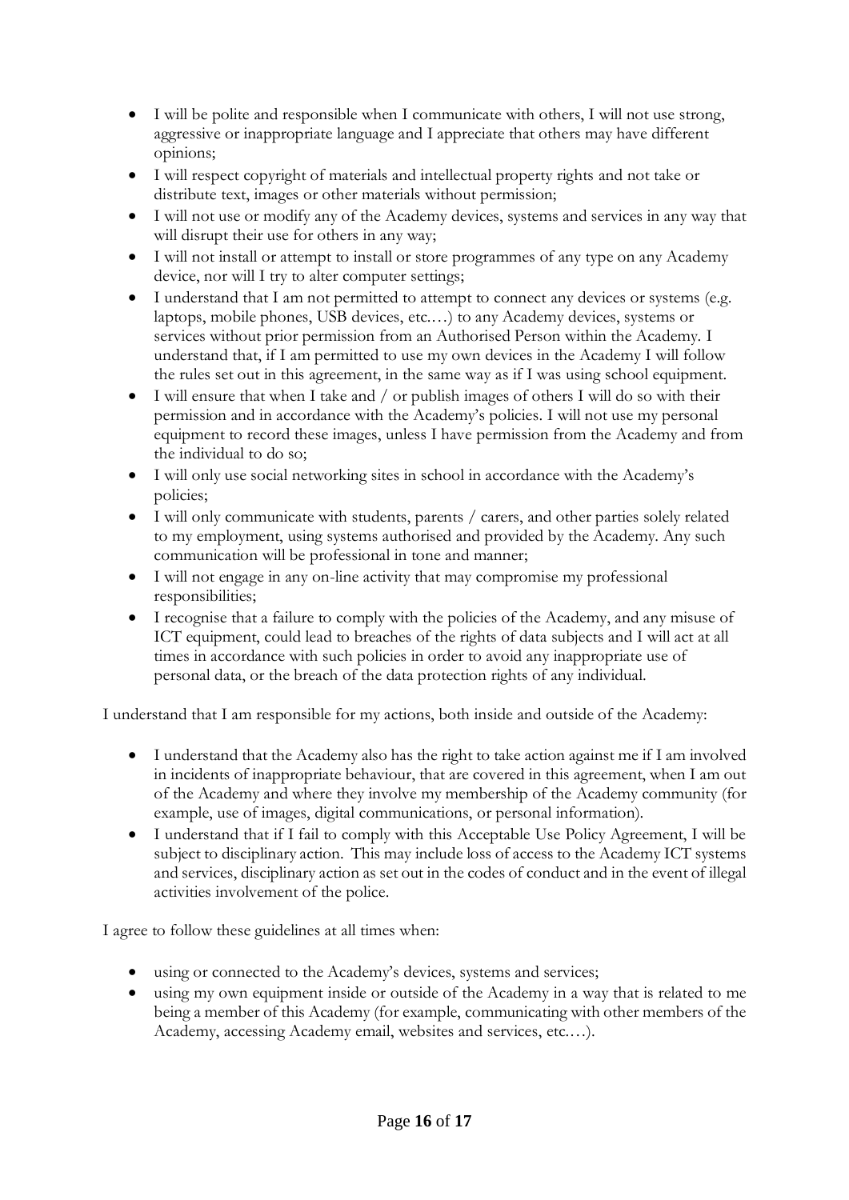- I will be polite and responsible when I communicate with others, I will not use strong, aggressive or inappropriate language and I appreciate that others may have different opinions;
- I will respect copyright of materials and intellectual property rights and not take or distribute text, images or other materials without permission;
- I will not use or modify any of the Academy devices, systems and services in any way that will disrupt their use for others in any way;
- I will not install or attempt to install or store programmes of any type on any Academy device, nor will I try to alter computer settings;
- I understand that I am not permitted to attempt to connect any devices or systems (e.g. laptops, mobile phones, USB devices, etc.…) to any Academy devices, systems or services without prior permission from an Authorised Person within the Academy. I understand that, if I am permitted to use my own devices in the Academy I will follow the rules set out in this agreement, in the same way as if I was using school equipment.
- I will ensure that when I take and / or publish images of others I will do so with their permission and in accordance with the Academy's policies. I will not use my personal equipment to record these images, unless I have permission from the Academy and from the individual to do so;
- I will only use social networking sites in school in accordance with the Academy's policies;
- I will only communicate with students, parents / carers, and other parties solely related to my employment, using systems authorised and provided by the Academy. Any such communication will be professional in tone and manner;
- I will not engage in any on-line activity that may compromise my professional responsibilities;
- I recognise that a failure to comply with the policies of the Academy, and any misuse of ICT equipment, could lead to breaches of the rights of data subjects and I will act at all times in accordance with such policies in order to avoid any inappropriate use of personal data, or the breach of the data protection rights of any individual.

I understand that I am responsible for my actions, both inside and outside of the Academy:

- I understand that the Academy also has the right to take action against me if I am involved in incidents of inappropriate behaviour, that are covered in this agreement, when I am out of the Academy and where they involve my membership of the Academy community (for example, use of images, digital communications, or personal information).
- I understand that if I fail to comply with this Acceptable Use Policy Agreement, I will be subject to disciplinary action. This may include loss of access to the Academy ICT systems and services, disciplinary action as set out in the codes of conduct and in the event of illegal activities involvement of the police.

I agree to follow these guidelines at all times when:

- using or connected to the Academy's devices, systems and services;
- using my own equipment inside or outside of the Academy in a way that is related to me being a member of this Academy (for example, communicating with other members of the Academy, accessing Academy email, websites and services, etc.…).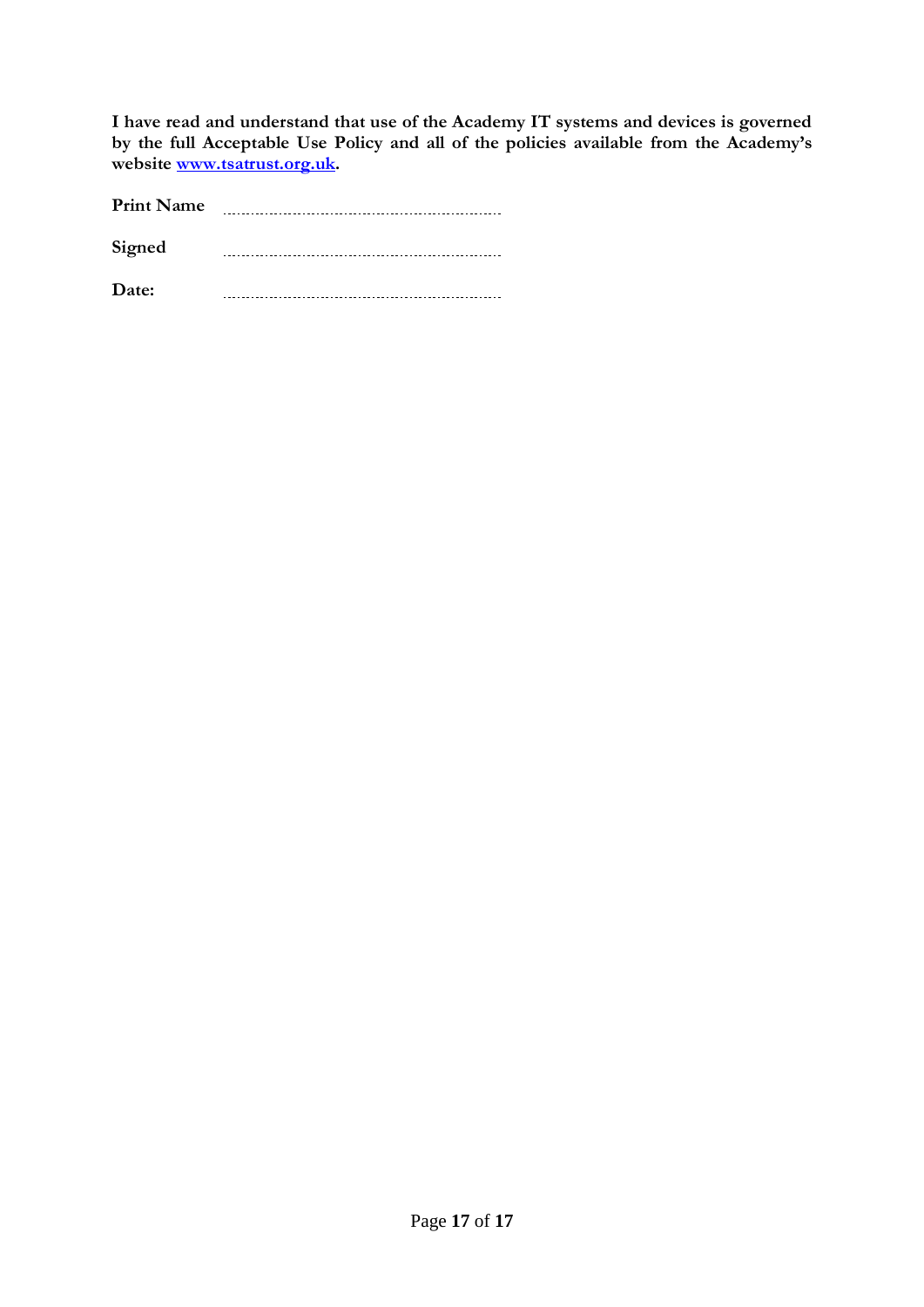**I have read and understand that use of the Academy IT systems and devices is governed by the full Acceptable Use Policy and all of the policies available from the Academy's website [www.tsatrust.org.uk](http://www.tsatrust.org.uk).**

**Print Name** ..............................................................................

**Signed** ..............................................................................

**Date:** ..............................................................................